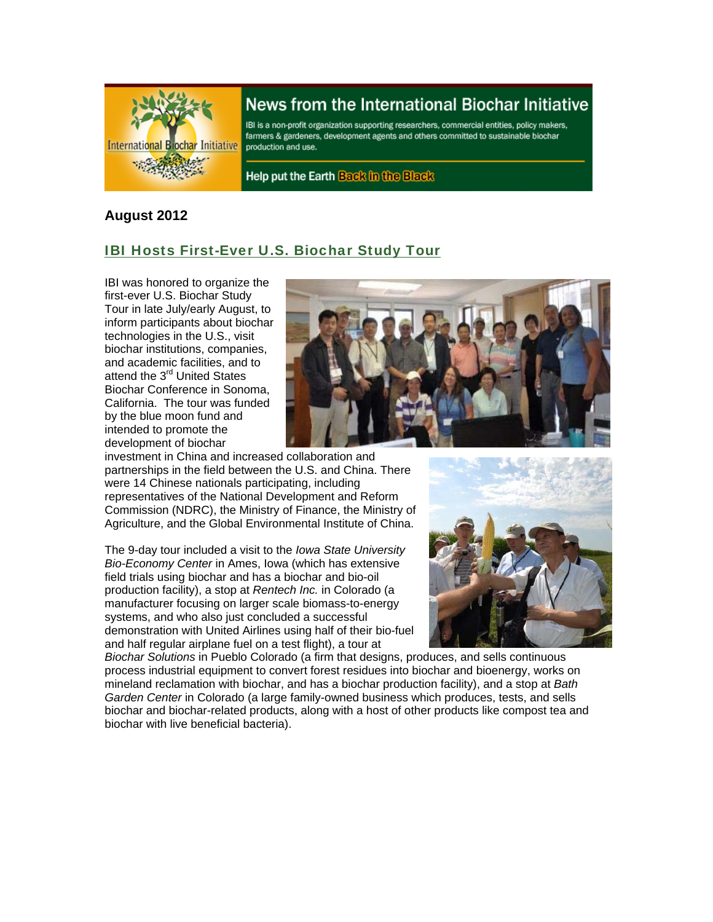# News from the International Biochar Initiative

IBI is a non-profit organization supporting researchers, commercial entities, policy makers, farmers & gardeners, development agents and others committed to sustainable biochar production and use.

Help put the Earth Back in the Black

**August 2012**

## IBI Hosts First-Ever U.S. Biochar Study Tour

IBI was honored to organize the first-ever U.S. Biochar Study Tour in late July/early August, to inform participants about biochar technologies in the U.S., visit biochar institutions, companies, and academic facilities, and to attend the 3rd United States Biochar Conference in Sonoma, California. The tour was funded by the blue moon fund and intended to promote the development of biochar investment in China and increased collaboration and partnerships in the field between the U.S. and China. There were 14 Chinese nationals participating, including representatives of the National Development and Reform Commission (NDRC), the Ministry of Finance, the Ministry of Agriculture, and the Global Environmental Institute of China.

The 9-day tour included a visit to the *Iowa State University Bio-Economy Center* in Ames, Iowa (which has extensive field trials using biochar and has a biochar and bio-oil production facility), a stop at *Rentech Inc.* in Colorado (a manufacturer focusing on larger scale biomass-to-energy systems, and who also just concluded a successful demonstration with United Airlines using half of their bio-fuel and half regular airplane fuel on a test flight), a tour at *Biochar Solutions* in Pueblo Colorado (a firm that designs, produces, and sells continuous process industrial equipment to convert forest residues into biochar and bioenergy, works on mineland reclamation with biochar, and has a biochar production facility), and a stop at *Bath Garden Center* in Colorado (a large family-owned business which produces, tests, and sells biochar and biochar-related products, along with a host of other products like compost tea and biochar with live beneficial bacteria).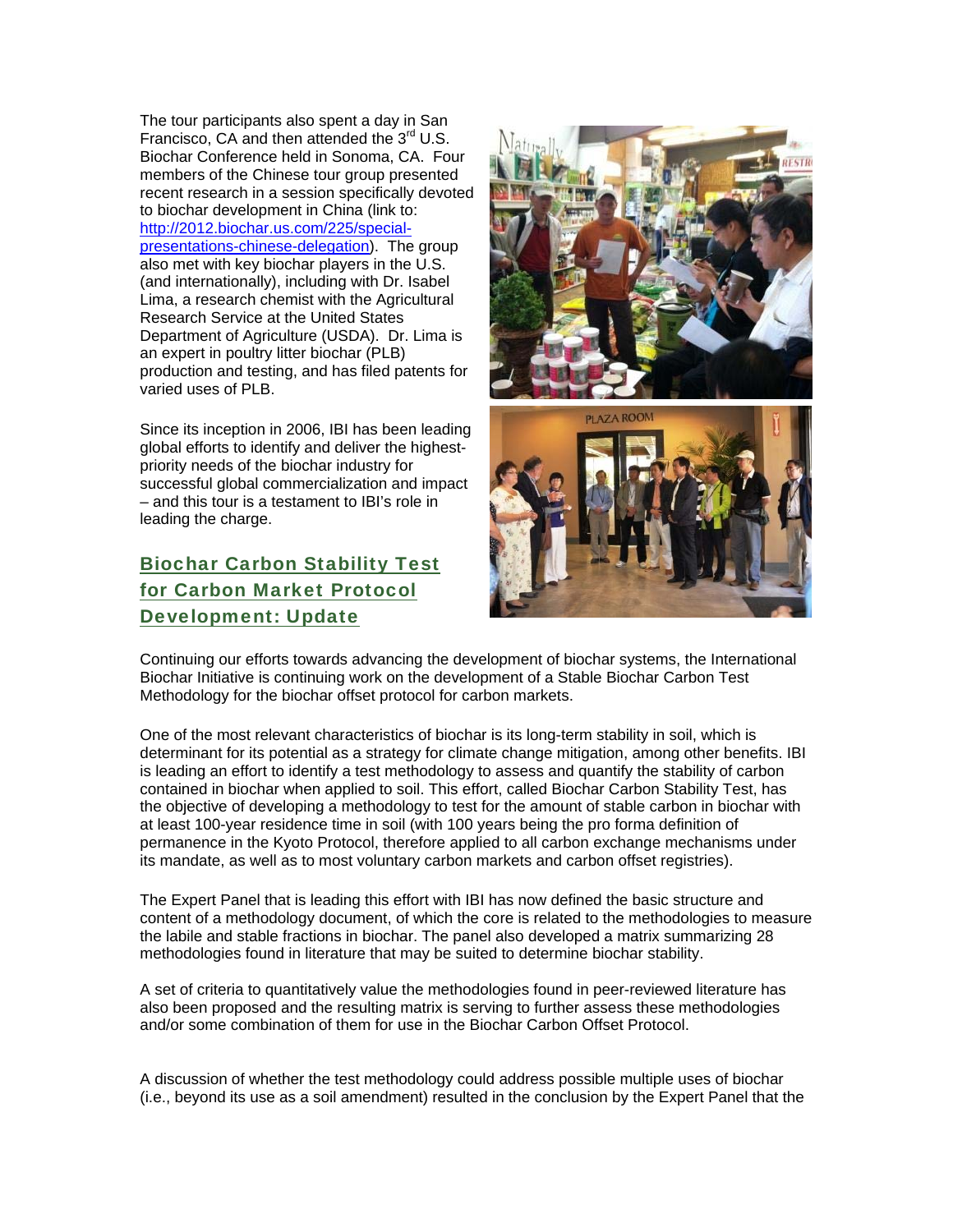The tour participants also spent a day in San Francisco, CA and then attended the 3rd U.S. Biochar Conference held in Sonoma, CA. Four members of the Chinese tour group presented recent research in a session specifically devoted to biochar development in China (link to: http://2012.biochar.us.com/225/special-presentations-chinese-delegation). The group also met with key biochar players in the U.S. (and internationally), including with Dr. Isabel Lima, a research chemist with the Agricultural Research Service at the United States Department of Agriculture (USDA). Dr. Lima is an expert in poultry litter biochar (PLB) production and testing, and has filed patents for varied uses of PLB.

Since its inception in 2006, IBI has been leading global efforts to identify and deliver the highest-priority needs of the biochar industry for successful global commercialization and impact – and this tour is a testament to IBI's role in leading the charge.

## Biochar Carbon Stability Test for Carbon Market Protocol Development: Update

Continuing our efforts towards advancing the development of biochar systems, the International Biochar Initiative is continuing work on the development of a Stable Biochar Carbon Test Methodology for the biochar offset protocol for carbon markets.

One of the most relevant characteristics of biochar is its long-term stability in soil, which is determinant for its potential as a strategy for climate change mitigation, among other benefits. IBI is leading an effort to identify a test methodology to assess and quantify the stability of carbon contained in biochar when applied to soil. This effort, called Biochar Carbon Stability Test, has the objective of developing a methodology to test for the amount of stable carbon in biochar with at least 100-year residence time in soil (with 100 years being the pro forma definition of permanence in the Kyoto Protocol, therefore applied to all carbon exchange mechanisms under its mandate, as well as to most voluntary carbon markets and carbon offset registries).

The Expert Panel that is leading this effort with IBI has now defined the basic structure and content of a methodology document, of which the core is related to the methodologies to measure the labile and stable fractions in biochar. The panel also developed a matrix summarizing 28 methodologies found in literature that may be suited to determine biochar stability.

A set of criteria to quantitatively value the methodologies found in peer-reviewed literature has also been proposed and the resulting matrix is serving to further assess these methodologies and/or some combination of them for use in the Biochar Carbon Offset Protocol.

A discussion of whether the test methodology could address possible multiple uses of biochar (i.e., beyond its use as a soil amendment) resulted in the conclusion by the Expert Panel that the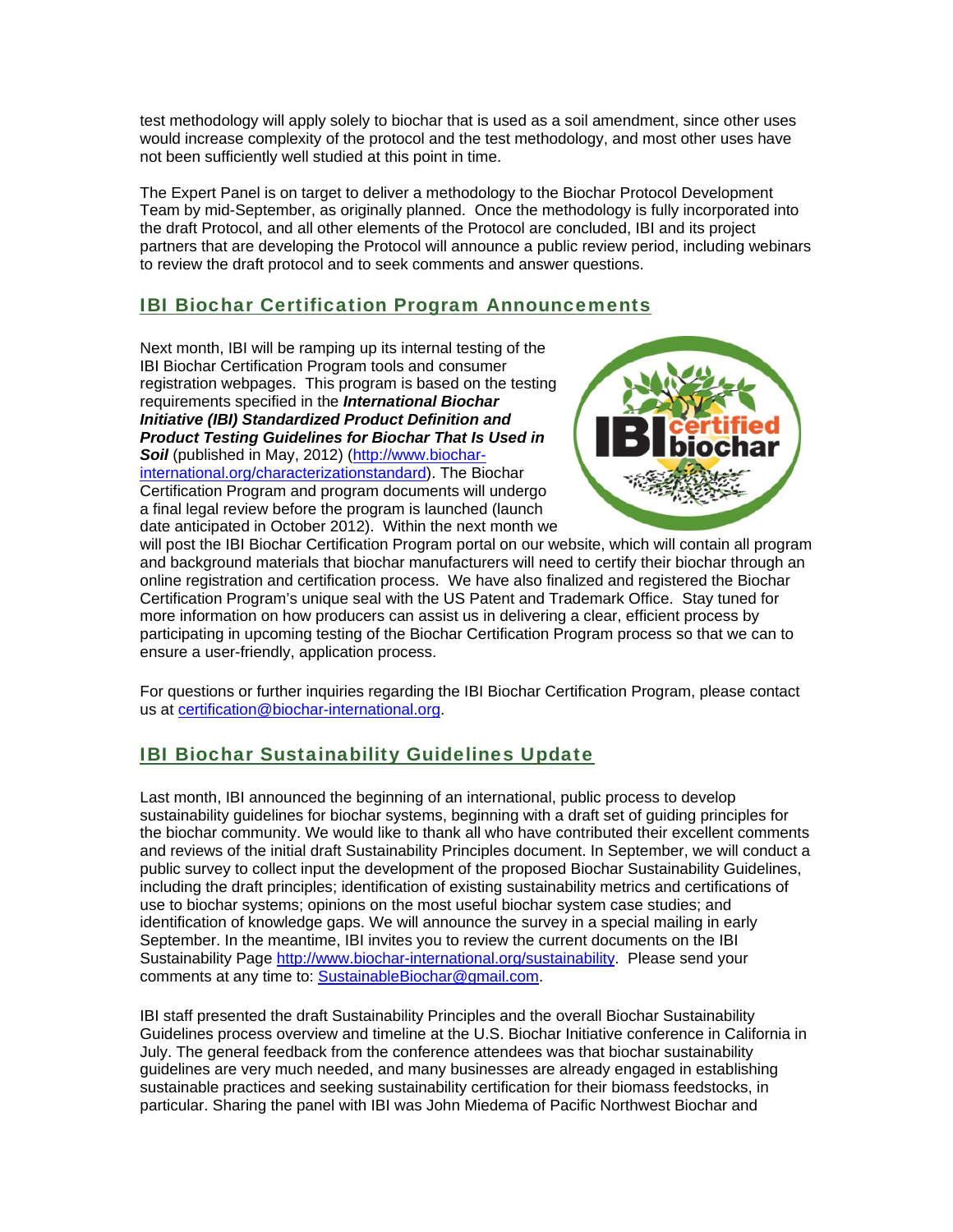test methodology will apply solely to biochar that is used as a soil amendment, since other uses would increase complexity of the protocol and the test methodology, and most other uses have not been sufficiently well studied at this point in time.

The Expert Panel is on target to deliver a methodology to the Biochar Protocol Development Team by mid-September, as originally planned. Once the methodology is fully incorporated into the draft Protocol, and all other elements of the Protocol are concluded, IBI and its project partners that are developing the Protocol will announce a public review period, including webinars to review the draft protocol and to seek comments and answer questions.

## IBI Biochar Certification Program Announcements

Next month, IBI will be ramping up its internal testing of the IBI Biochar Certification Program tools and consumer registration webpages. This program is based on the testing requirements specified in the ***International Biochar Initiative (IBI) Standardized Product Definition and Product Testing Guidelines for Biochar That Is Used in Soil*** (published in May, 2012) (http://www.biochar-international.org/characterizationstandard). The Biochar Certification Program and program documents will undergo a final legal review before the program is launched (launch date anticipated in October 2012). Within the next month we will post the IBI Biochar Certification Program portal on our website, which will contain all program and background materials that biochar manufacturers will need to certify their biochar through an online registration and certification process. We have also finalized and registered the Biochar Certification Program's unique seal with the US Patent and Trademark Office. Stay tuned for more information on how producers can assist us in delivering a clear, efficient process by participating in upcoming testing of the Biochar Certification Program process so that we can to ensure a user-friendly, application process.

For questions or further inquiries regarding the IBI Biochar Certification Program, please contact us at certification@biochar-international.org.

## IBI Biochar Sustainability Guidelines Update

Last month, IBI announced the beginning of an international, public process to develop sustainability guidelines for biochar systems, beginning with a draft set of guiding principles for the biochar community. We would like to thank all who have contributed their excellent comments and reviews of the initial draft Sustainability Principles document. In September, we will conduct a public survey to collect input the development of the proposed Biochar Sustainability Guidelines, including the draft principles; identification of existing sustainability metrics and certifications of use to biochar systems; opinions on the most useful biochar system case studies; and identification of knowledge gaps. We will announce the survey in a special mailing in early September. In the meantime, IBI invites you to review the current documents on the IBI Sustainability Page http://www.biochar-international.org/sustainability. Please send your comments at any time to: SustainableBiochar@gmail.com.

IBI staff presented the draft Sustainability Principles and the overall Biochar Sustainability Guidelines process overview and timeline at the U.S. Biochar Initiative conference in California in July. The general feedback from the conference attendees was that biochar sustainability guidelines are very much needed, and many businesses are already engaged in establishing sustainable practices and seeking sustainability certification for their biomass feedstocks, in particular. Sharing the panel with IBI was John Miedema of Pacific Northwest Biochar and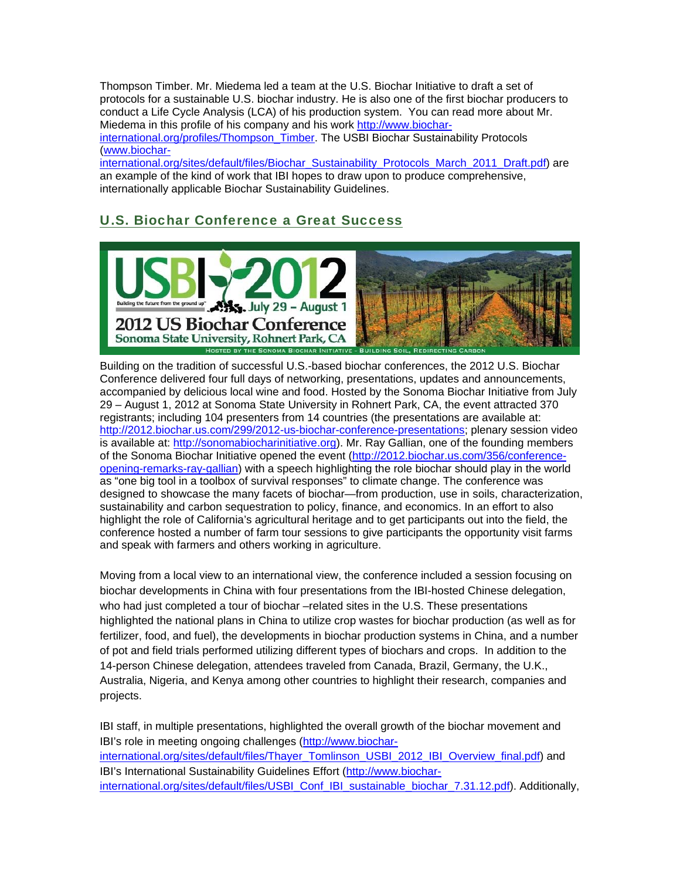Thompson Timber. Mr. Miedema led a team at the U.S. Biochar Initiative to draft a set of protocols for a sustainable U.S. biochar industry. He is also one of the first biochar producers to conduct a Life Cycle Analysis (LCA) of his production system. You can read more about Mr. Miedema in this profile of his company and his work http://www.biochar-international.org/profiles/Thompson_Timber. The USBI Biochar Sustainability Protocols (www.biochar-international.org/sites/default/files/Biochar_Sustainability_Protocols_March_2011_Draft.pdf) are an example of the kind of work that IBI hopes to draw upon to produce comprehensive, internationally applicable Biochar Sustainability Guidelines.

## U.S. Biochar Conference a Great Success

Building on the tradition of successful U.S.-based biochar conferences, the 2012 U.S. Biochar Conference delivered four full days of networking, presentations, updates and announcements, accompanied by delicious local wine and food. Hosted by the Sonoma Biochar Initiative from July 29 – August 1, 2012 at Sonoma State University in Rohnert Park, CA, the event attracted 370 registrants; including 104 presenters from 14 countries (the presentations are available at: http://2012.biochar.us.com/299/2012-us-biochar-conference-presentations; plenary session video is available at: http://sonomabiocharinitiative.org). Mr. Ray Gallian, one of the founding members of the Sonoma Biochar Initiative opened the event (http://2012.biochar.us.com/356/conference-opening-remarks-ray-gallian) with a speech highlighting the role biochar should play in the world as "one big tool in a toolbox of survival responses" to climate change. The conference was designed to showcase the many facets of biochar—from production, use in soils, characterization, sustainability and carbon sequestration to policy, finance, and economics. In an effort to also highlight the role of California's agricultural heritage and to get participants out into the field, the conference hosted a number of farm tour sessions to give participants the opportunity visit farms and speak with farmers and others working in agriculture.

Moving from a local view to an international view, the conference included a session focusing on biochar developments in China with four presentations from the IBI-hosted Chinese delegation, who had just completed a tour of biochar –related sites in the U.S. These presentations highlighted the national plans in China to utilize crop wastes for biochar production (as well as for fertilizer, food, and fuel), the developments in biochar production systems in China, and a number of pot and field trials performed utilizing different types of biochars and crops. In addition to the 14-person Chinese delegation, attendees traveled from Canada, Brazil, Germany, the U.K., Australia, Nigeria, and Kenya among other countries to highlight their research, companies and projects.

IBI staff, in multiple presentations, highlighted the overall growth of the biochar movement and IBI's role in meeting ongoing challenges (http://www.biochar-international.org/sites/default/files/Thayer_Tomlinson_USBI_2012_IBI_Overview_final.pdf) and IBI's International Sustainability Guidelines Effort (http://www.biochar-international.org/sites/default/files/USBI_Conf_IBI_sustainable_biochar_7.31.12.pdf). Additionally,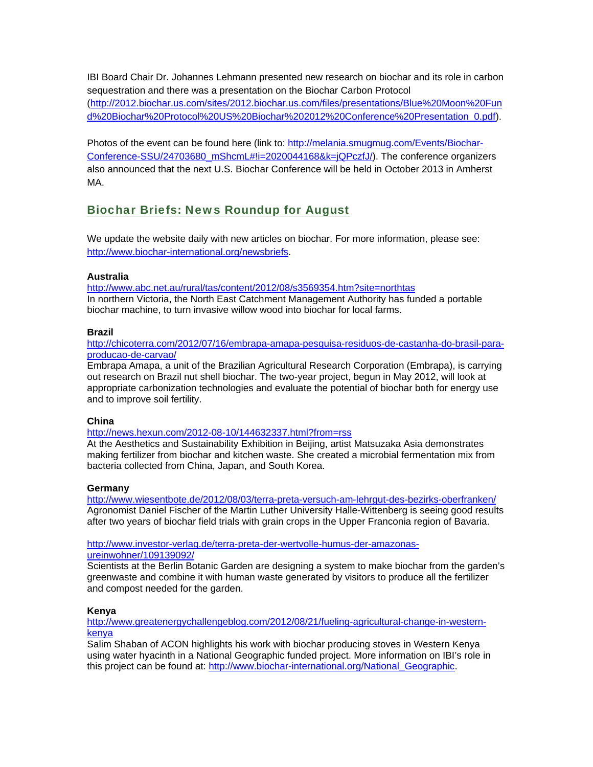IBI Board Chair Dr. Johannes Lehmann presented new research on biochar and its role in carbon sequestration and there was a presentation on the Biochar Carbon Protocol (http://2012.biochar.us.com/sites/2012.biochar.us.com/files/presentations/Blue%20Moon%20Fund%20Biochar%20Protocol%20US%20Biochar%202012%20Conference%20Presentation_0.pdf).

Photos of the event can be found here (link to: http://melania.smugmug.com/Events/Biochar-Conference-SSU/24703680_mShcmL#!i=2020044168&k=jQPczfJ/). The conference organizers also announced that the next U.S. Biochar Conference will be held in October 2013 in Amherst MA.

## Biochar Briefs: News Roundup for August

We update the website daily with new articles on biochar. For more information, please see: http://www.biochar-international.org/newsbriefs.

**Australia**

http://www.abc.net.au/rural/tas/content/2012/08/s3569354.htm?site=northtas
In northern Victoria, the North East Catchment Management Authority has funded a portable biochar machine, to turn invasive willow wood into biochar for local farms.

**Brazil**

http://chicoterra.com/2012/07/16/embrapa-amapa-pesquisa-residuos-de-castanha-do-brasil-para-producao-de-carvao/
Embrapa Amapa, a unit of the Brazilian Agricultural Research Corporation (Embrapa), is carrying out research on Brazil nut shell biochar. The two-year project, begun in May 2012, will look at appropriate carbonization technologies and evaluate the potential of biochar both for energy use and to improve soil fertility.

**China**

http://news.hexun.com/2012-08-10/144632337.html?from=rss
At the Aesthetics and Sustainability Exhibition in Beijing, artist Matsuzaka Asia demonstrates making fertilizer from biochar and kitchen waste. She created a microbial fermentation mix from bacteria collected from China, Japan, and South Korea.

**Germany**

http://www.wiesentbote.de/2012/08/03/terra-preta-versuch-am-lehrgut-des-bezirks-oberfranken/
Agronomist Daniel Fischer of the Martin Luther University Halle-Wittenberg is seeing good results after two years of biochar field trials with grain crops in the Upper Franconia region of Bavaria.

http://www.investor-verlag.de/terra-preta-der-wertvolle-humus-der-amazonas-ureinwohner/109139092/
Scientists at the Berlin Botanic Garden are designing a system to make biochar from the garden's greenwaste and combine it with human waste generated by visitors to produce all the fertilizer and compost needed for the garden.

**Kenya**

http://www.greatenergychallengeblog.com/2012/08/21/fueling-agricultural-change-in-western-kenya
Salim Shaban of ACON highlights his work with biochar producing stoves in Western Kenya using water hyacinth in a National Geographic funded project. More information on IBI's role in this project can be found at: http://www.biochar-international.org/National_Geographic.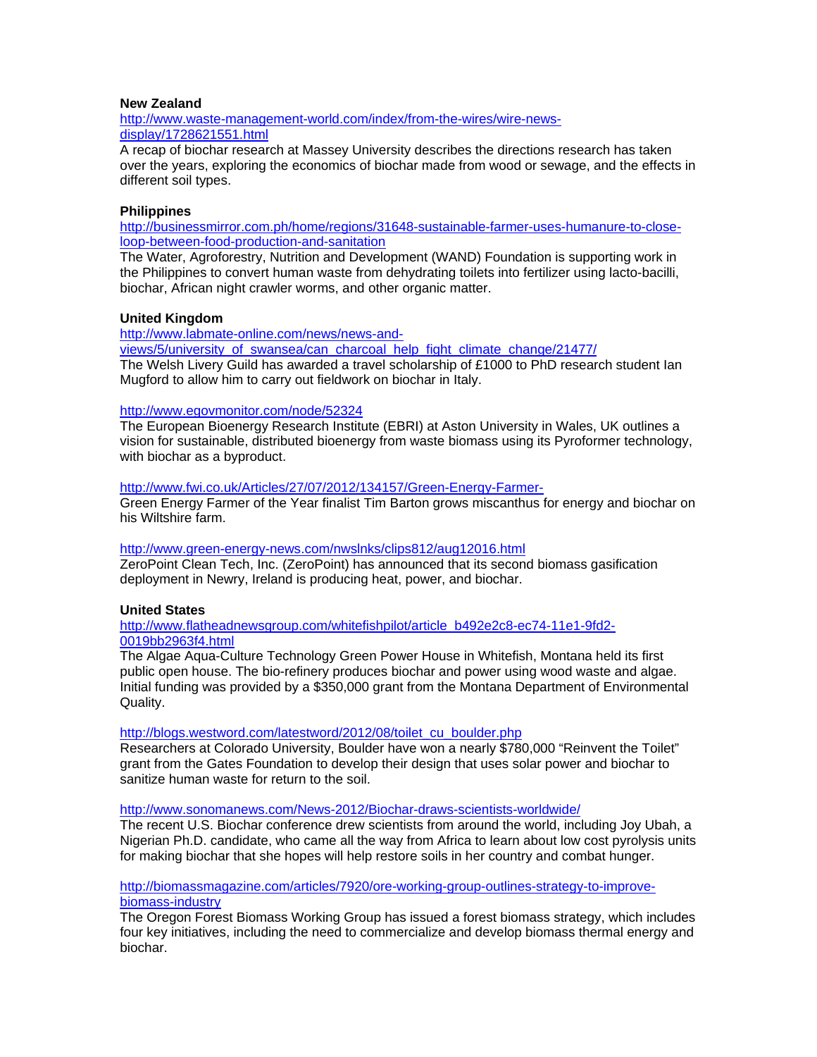**New Zealand**

http://www.waste-management-world.com/index/from-the-wires/wire-news-display/1728621551.html

A recap of biochar research at Massey University describes the directions research has taken over the years, exploring the economics of biochar made from wood or sewage, and the effects in different soil types.

**Philippines**

http://businessmirror.com.ph/home/regions/31648-sustainable-farmer-uses-humanure-to-close-loop-between-food-production-and-sanitation

The Water, Agroforestry, Nutrition and Development (WAND) Foundation is supporting work in the Philippines to convert human waste from dehydrating toilets into fertilizer using lacto-bacilli, biochar, African night crawler worms, and other organic matter.

**United Kingdom**

http://www.labmate-online.com/news/news-and-views/5/university_of_swansea/can_charcoal_help_fight_climate_change/21477/

The Welsh Livery Guild has awarded a travel scholarship of £1000 to PhD research student Ian Mugford to allow him to carry out fieldwork on biochar in Italy.

http://www.egovmonitor.com/node/52324

The European Bioenergy Research Institute (EBRI) at Aston University in Wales, UK outlines a vision for sustainable, distributed bioenergy from waste biomass using its Pyroformer technology, with biochar as a byproduct.

http://www.fwi.co.uk/Articles/27/07/2012/134157/Green-Energy-Farmer-

Green Energy Farmer of the Year finalist Tim Barton grows miscanthus for energy and biochar on his Wiltshire farm.

http://www.green-energy-news.com/nwslnks/clips812/aug12016.html

ZeroPoint Clean Tech, Inc. (ZeroPoint) has announced that its second biomass gasification deployment in Newry, Ireland is producing heat, power, and biochar.

**United States**

http://www.flatheadnewsgroup.com/whitefishpilot/article_b492e2c8-ec74-11e1-9fd2-0019bb2963f4.html

The Algae Aqua-Culture Technology Green Power House in Whitefish, Montana held its first public open house. The bio-refinery produces biochar and power using wood waste and algae. Initial funding was provided by a $350,000 grant from the Montana Department of Environmental Quality.

http://blogs.westword.com/latestword/2012/08/toilet_cu_boulder.php

Researchers at Colorado University, Boulder have won a nearly $780,000 “Reinvent the Toilet” grant from the Gates Foundation to develop their design that uses solar power and biochar to sanitize human waste for return to the soil.

http://www.sonomanews.com/News-2012/Biochar-draws-scientists-worldwide/

The recent U.S. Biochar conference drew scientists from around the world, including Joy Ubah, a Nigerian Ph.D. candidate, who came all the way from Africa to learn about low cost pyrolysis units for making biochar that she hopes will help restore soils in her country and combat hunger.

http://biomassmagazine.com/articles/7920/ore-working-group-outlines-strategy-to-improve-biomass-industry

The Oregon Forest Biomass Working Group has issued a forest biomass strategy, which includes four key initiatives, including the need to commercialize and develop biomass thermal energy and biochar.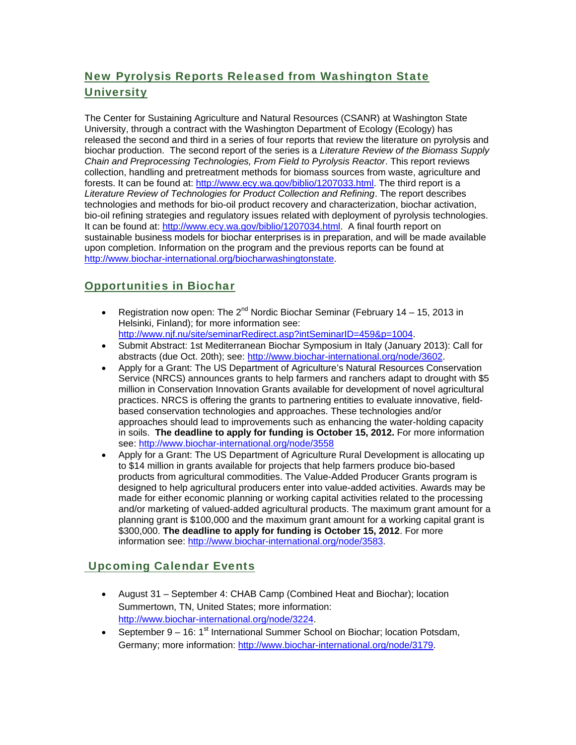## New Pyrolysis Reports Released from Washington State University

The Center for Sustaining Agriculture and Natural Resources (CSANR) at Washington State University, through a contract with the Washington Department of Ecology (Ecology) has released the second and third in a series of four reports that review the literature on pyrolysis and biochar production. The second report of the series is a *Literature Review of the Biomass Supply Chain and Preprocessing Technologies, From Field to Pyrolysis Reactor*. This report reviews collection, handling and pretreatment methods for biomass sources from waste, agriculture and forests. It can be found at: http://www.ecy.wa.gov/biblio/1207033.html. The third report is a *Literature Review of Technologies for Product Collection and Refining*. The report describes technologies and methods for bio-oil product recovery and characterization, biochar activation, bio-oil refining strategies and regulatory issues related with deployment of pyrolysis technologies. It can be found at: http://www.ecy.wa.gov/biblio/1207034.html. A final fourth report on sustainable business models for biochar enterprises is in preparation, and will be made available upon completion. Information on the program and the previous reports can be found at http://www.biochar-international.org/biocharwashingtonstate.

## Opportunities in Biochar

- Registration now open: The 2nd Nordic Biochar Seminar (February 14 – 15, 2013 in Helsinki, Finland); for more information see: http://www.njf.nu/site/seminarRedirect.asp?intSeminarID=459&p=1004.
- Submit Abstract: 1st Mediterranean Biochar Symposium in Italy (January 2013): Call for abstracts (due Oct. 20th); see: http://www.biochar-international.org/node/3602.
- Apply for a Grant: The US Department of Agriculture's Natural Resources Conservation Service (NRCS) announces grants to help farmers and ranchers adapt to drought with $5 million in Conservation Innovation Grants available for development of novel agricultural practices. NRCS is offering the grants to partnering entities to evaluate innovative, field-based conservation technologies and approaches. These technologies and/or approaches should lead to improvements such as enhancing the water-holding capacity in soils. **The deadline to apply for funding is October 15, 2012.** For more information see: http://www.biochar-international.org/node/3558
- Apply for a Grant: The US Department of Agriculture Rural Development is allocating up to $14 million in grants available for projects that help farmers produce bio-based products from agricultural commodities. The Value-Added Producer Grants program is designed to help agricultural producers enter into value-added activities. Awards may be made for either economic planning or working capital activities related to the processing and/or marketing of valued-added agricultural products. The maximum grant amount for a planning grant is $100,000 and the maximum grant amount for a working capital grant is $300,000. **The deadline to apply for funding is October 15, 2012**. For more information see: http://www.biochar-international.org/node/3583.

## Upcoming Calendar Events

- August 31 – September 4: CHAB Camp (Combined Heat and Biochar); location Summertown, TN, United States; more information: http://www.biochar-international.org/node/3224.
- September 9 – 16: 1st International Summer School on Biochar; location Potsdam, Germany; more information: http://www.biochar-international.org/node/3179.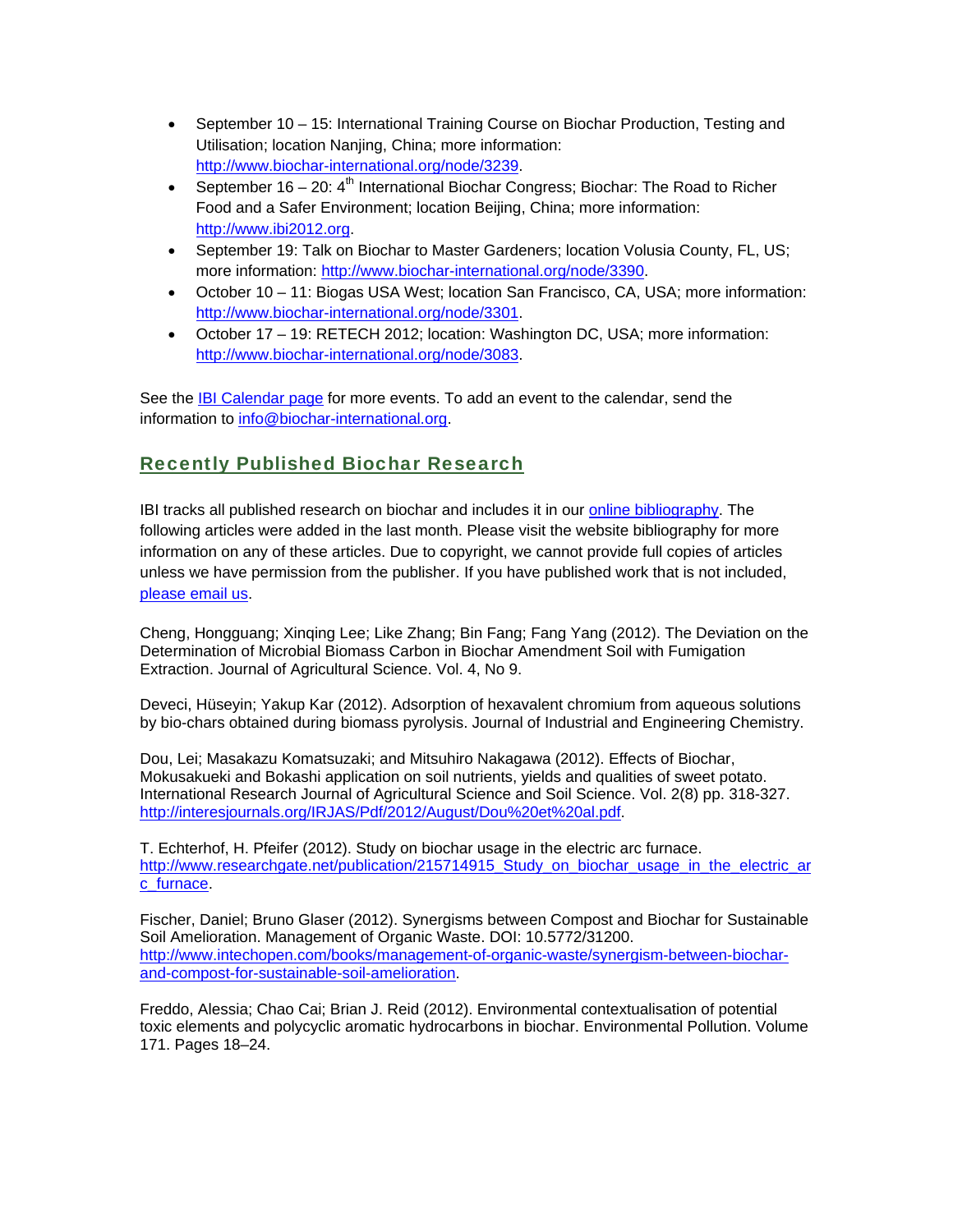- September 10 – 15: International Training Course on Biochar Production, Testing and Utilisation; location Nanjing, China; more information: http://www.biochar-international.org/node/3239.
- September 16 – 20: 4th International Biochar Congress; Biochar: The Road to Richer Food and a Safer Environment; location Beijing, China; more information: http://www.ibi2012.org.
- September 19: Talk on Biochar to Master Gardeners; location Volusia County, FL, US; more information: http://www.biochar-international.org/node/3390.
- October 10 – 11: Biogas USA West; location San Francisco, CA, USA; more information: http://www.biochar-international.org/node/3301.
- October 17 – 19: RETECH 2012; location: Washington DC, USA; more information: http://www.biochar-international.org/node/3083.

See the IBI Calendar page for more events. To add an event to the calendar, send the information to info@biochar-international.org.

## Recently Published Biochar Research

IBI tracks all published research on biochar and includes it in our online bibliography. The following articles were added in the last month. Please visit the website bibliography for more information on any of these articles. Due to copyright, we cannot provide full copies of articles unless we have permission from the publisher. If you have published work that is not included, please email us.

Cheng, Hongguang; Xinqing Lee; Like Zhang; Bin Fang; Fang Yang (2012). The Deviation on the Determination of Microbial Biomass Carbon in Biochar Amendment Soil with Fumigation Extraction. Journal of Agricultural Science. Vol. 4, No 9.

Deveci, Hüseyin; Yakup Kar (2012). Adsorption of hexavalent chromium from aqueous solutions by bio-chars obtained during biomass pyrolysis. Journal of Industrial and Engineering Chemistry.

Dou, Lei; Masakazu Komatsuzaki; and Mitsuhiro Nakagawa (2012). Effects of Biochar, Mokusakueki and Bokashi application on soil nutrients, yields and qualities of sweet potato. International Research Journal of Agricultural Science and Soil Science. Vol. 2(8) pp. 318-327. http://interesjournals.org/IRJAS/Pdf/2012/August/Dou%20et%20al.pdf.

T. Echterhof, H. Pfeifer (2012). Study on biochar usage in the electric arc furnace. http://www.researchgate.net/publication/215714915_Study_on_biochar_usage_in_the_electric_arc_furnace.

Fischer, Daniel; Bruno Glaser (2012). Synergisms between Compost and Biochar for Sustainable Soil Amelioration. Management of Organic Waste. DOI: 10.5772/31200. http://www.intechopen.com/books/management-of-organic-waste/synergism-between-biochar-and-compost-for-sustainable-soil-amelioration.

Freddo, Alessia; Chao Cai; Brian J. Reid (2012). Environmental contextualisation of potential toxic elements and polycyclic aromatic hydrocarbons in biochar. Environmental Pollution. Volume 171. Pages 18–24.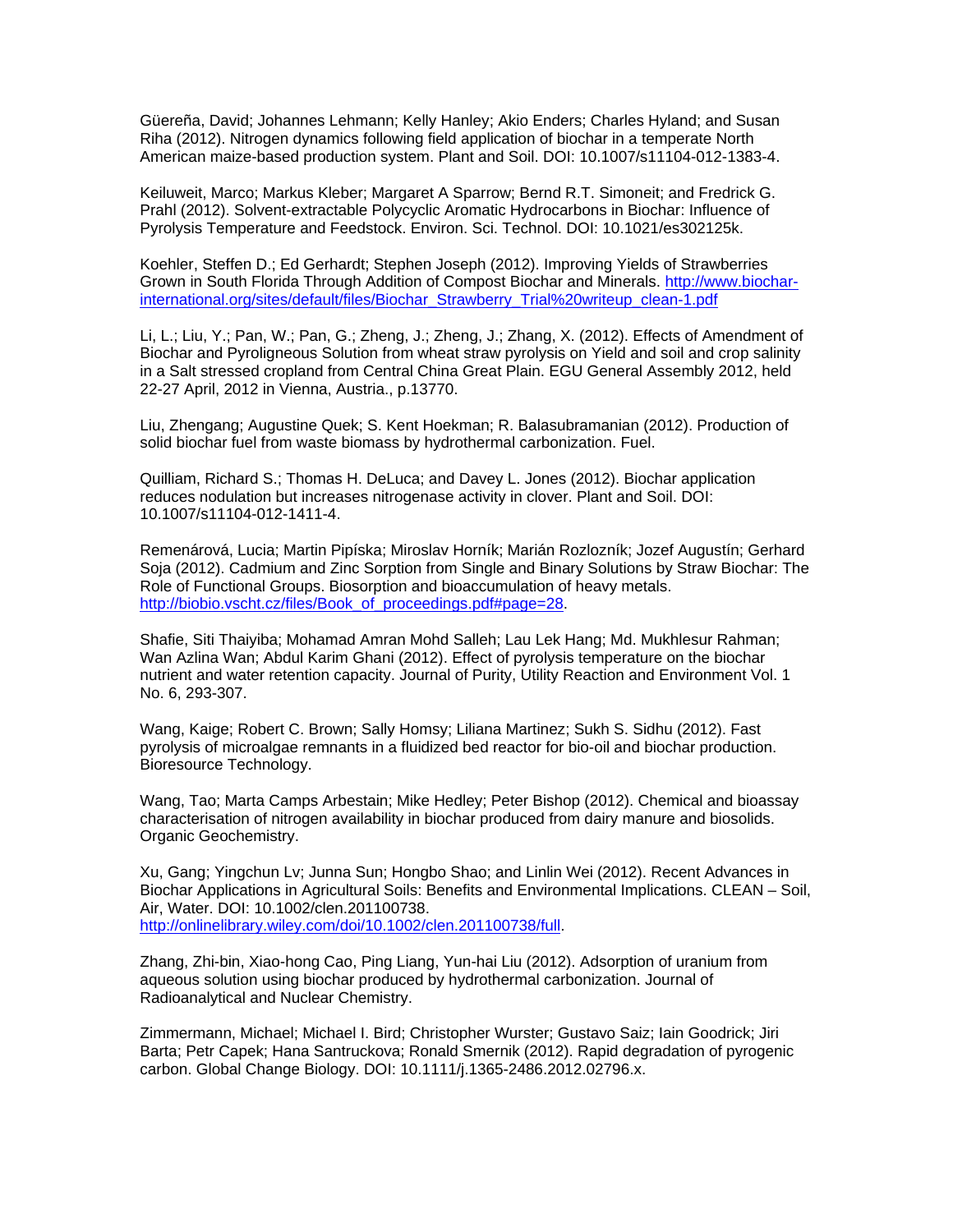Güereña, David; Johannes Lehmann; Kelly Hanley; Akio Enders; Charles Hyland; and Susan Riha (2012). Nitrogen dynamics following field application of biochar in a temperate North American maize-based production system. Plant and Soil. DOI: 10.1007/s11104-012-1383-4.

Keiluweit, Marco; Markus Kleber; Margaret A Sparrow; Bernd R.T. Simoneit; and Fredrick G. Prahl (2012). Solvent-extractable Polycyclic Aromatic Hydrocarbons in Biochar: Influence of Pyrolysis Temperature and Feedstock. Environ. Sci. Technol. DOI: 10.1021/es302125k.

Koehler, Steffen D.; Ed Gerhardt; Stephen Joseph (2012). Improving Yields of Strawberries Grown in South Florida Through Addition of Compost Biochar and Minerals. http://www.biochar-international.org/sites/default/files/Biochar_Strawberry_Trial%20writeup_clean-1.pdf

Li, L.; Liu, Y.; Pan, W.; Pan, G.; Zheng, J.; Zheng, J.; Zhang, X. (2012). Effects of Amendment of Biochar and Pyroligneous Solution from wheat straw pyrolysis on Yield and soil and crop salinity in a Salt stressed cropland from Central China Great Plain. EGU General Assembly 2012, held 22-27 April, 2012 in Vienna, Austria., p.13770.

Liu, Zhengang; Augustine Quek; S. Kent Hoekman; R. Balasubramanian (2012). Production of solid biochar fuel from waste biomass by hydrothermal carbonization. Fuel.

Quilliam, Richard S.; Thomas H. DeLuca; and Davey L. Jones (2012). Biochar application reduces nodulation but increases nitrogenase activity in clover. Plant and Soil. DOI: 10.1007/s11104-012-1411-4.

Remenárová, Lucia; Martin Pipíska; Miroslav Horník; Marián Rozložník; Jozef Augustín; Gerhard Soja (2012). Cadmium and Zinc Sorption from Single and Binary Solutions by Straw Biochar: The Role of Functional Groups. Biosorption and bioaccumulation of heavy metals. http://biobio.vscht.cz/files/Book_of_proceedings.pdf#page=28.

Shafie, Siti Thaiyiba; Mohamad Amran Mohd Salleh; Lau Lek Hang; Md. Mukhlesur Rahman; Wan Azlina Wan; Abdul Karim Ghani (2012). Effect of pyrolysis temperature on the biochar nutrient and water retention capacity. Journal of Purity, Utility Reaction and Environment Vol. 1 No. 6, 293-307.

Wang, Kaige; Robert C. Brown; Sally Homsy; Liliana Martinez; Sukh S. Sidhu (2012). Fast pyrolysis of microalgae remnants in a fluidized bed reactor for bio-oil and biochar production. Bioresource Technology.

Wang, Tao; Marta Camps Arbestain; Mike Hedley; Peter Bishop (2012). Chemical and bioassay characterisation of nitrogen availability in biochar produced from dairy manure and biosolids. Organic Geochemistry.

Xu, Gang; Yingchun Lv; Junna Sun; Hongbo Shao; and Linlin Wei (2012). Recent Advances in Biochar Applications in Agricultural Soils: Benefits and Environmental Implications. CLEAN – Soil, Air, Water. DOI: 10.1002/clen.201100738. http://onlinelibrary.wiley.com/doi/10.1002/clen.201100738/full.

Zhang, Zhi-bin, Xiao-hong Cao, Ping Liang, Yun-hai Liu (2012). Adsorption of uranium from aqueous solution using biochar produced by hydrothermal carbonization. Journal of Radioanalytical and Nuclear Chemistry.

Zimmermann, Michael; Michael I. Bird; Christopher Wurster; Gustavo Saiz; Iain Goodrick; Jiri Barta; Petr Capek; Hana Santruckova; Ronald Smernik (2012). Rapid degradation of pyrogenic carbon. Global Change Biology. DOI: 10.1111/j.1365-2486.2012.02796.x.